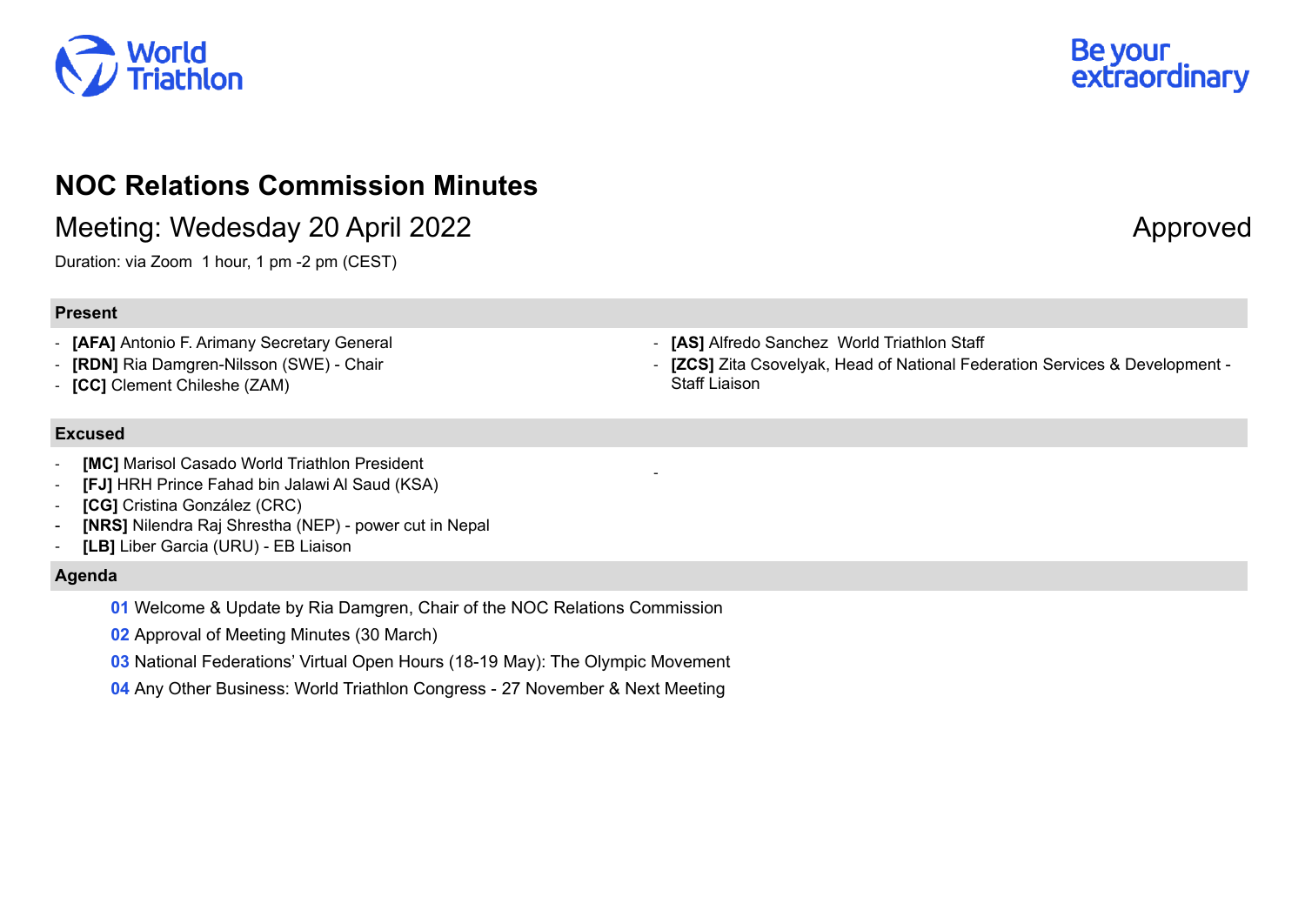World Triathlon

Be your extraordinary

# NOC Relations Commission Minutes

## Meeting: Wedesday 20 April 2022

Approved

Duration: via Zoom 1 hour, 1 pm -2 pm (CEST)

### Present

- **[AFA]** Antonio F. Arimany Secretary General
- **[RDN]** Ria Damgren-Nilsson (SWE) - Chair
- **[CC]** Clement Chileshe (ZAM)
- **[AS]** Alfredo Sanchez World Triathlon Staff
- **[ZCS]** Zita Csovelyak, Head of National Federation Services & Development - Staff Liaison

### Excused

- **[MC]** Marisol Casado World Triathlon President
- **[FJ]** HRH Prince Fahad bin Jalawi Al Saud (KSA)
- **[CG]** Cristina González (CRC)
- **[NRS]** Nilendra Raj Shrestha (NEP) - power cut in Nepal
- **[LB]** Liber Garcia (URU) - EB Liaison
- 

### Agenda

**01** Welcome & Update by Ria Damgren, Chair of the NOC Relations Commission

**02** Approval of Meeting Minutes (30 March)

**03** National Federations' Virtual Open Hours (18-19 May): The Olympic Movement

**04** Any Other Business: World Triathlon Congress - 27 November & Next Meeting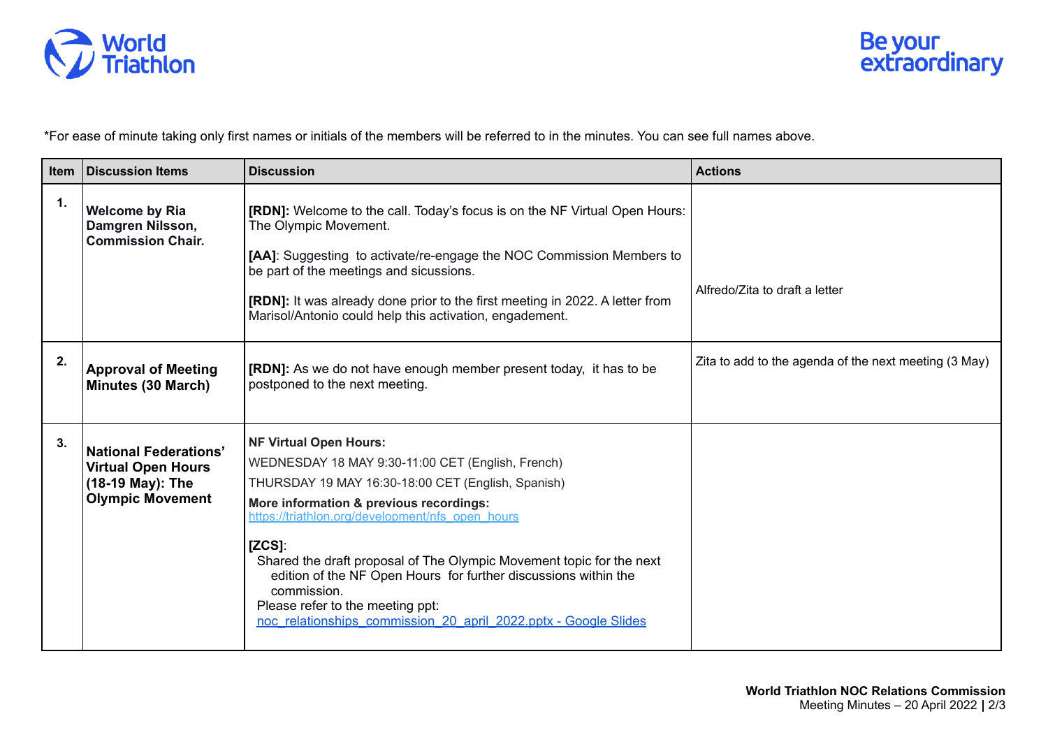*For ease of minute taking only first names or initials of the members will be referred to in the minutes. You can see full names above.

| Item | Discussion Items | Discussion | Actions |
|---|---|---|---|
| 1. | **Welcome by Ria Damgren Nilsson, Commission Chair.** | **[RDN]:** Welcome to the call. Today's focus is on the NF Virtual Open Hours: The Olympic Movement.<br><br>**[AA]**: Suggesting to activate/re-engage the NOC Commission Members to be part of the meetings and sicussions.<br><br>**[RDN]:** It was already done prior to the first meeting in 2022. A letter from Marisol/Antonio could help this activation, engadement. | Alfredo/Zita to draft a letter |
| 2. | **Approval of Meeting Minutes (30 March)** | **[RDN]:** As we do not have enough member present today, it has to be postponed to the next meeting. | Zita to add to the agenda of the next meeting (3 May) |
| 3. | **National Federations' Virtual Open Hours (18-19 May): The Olympic Movement** | **NF Virtual Open Hours:**<br>WEDNESDAY 18 MAY 9:30-11:00 CET (English, French)<br>THURSDAY 19 MAY 16:30-18:00 CET (English, Spanish)<br>**More information & previous recordings:**<br>https://triathlon.org/development/nfs_open_hours<br><br>**[ZCS]**:<br>Shared the draft proposal of The Olympic Movement topic for the next edition of the NF Open Hours for further discussions within the commission.<br>Please refer to the meeting ppt:<br>noc_relationships_commission_20_april_2022.pptx - Google Slides | |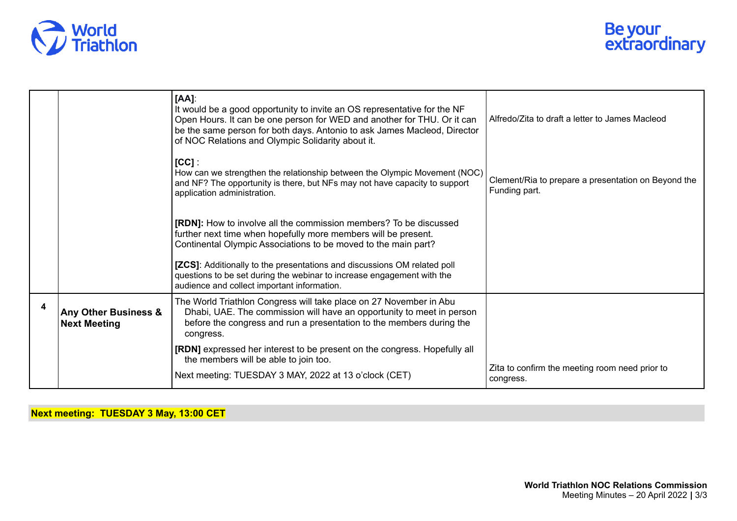| | | | |
|---|---|---|---|
| | | **[AA]**:<br>It would be a good opportunity to invite an OS representative for the NF Open Hours. It can be one person for WED and another for THU. Or it can be the same person for both days. Antonio to ask James Macleod, Director of NOC Relations and Olympic Solidarity about it.<br><br>**[CC]** :<br>How can we strengthen the relationship between the Olympic Movement (NOC) and NF? The opportunity is there, but NFs may not have capacity to support application administration.<br><br>**[RDN]:** How to involve all the commission members? To be discussed further next time when hopefully more members will be present.<br>Continental Olympic Associations to be moved to the main part?<br><br>**[ZCS]**: Additionally to the presentations and discussions OM related poll questions to be set during the webinar to increase engagement with the audience and collect important information. | Alfredo/Zita to draft a letter to James Macleod<br><br>Clement/Ria to prepare a presentation on Beyond the Funding part. |
| **4** | **Any Other Business & Next Meeting** | The World Triathlon Congress will take place on 27 November in Abu Dhabi, UAE. The commission will have an opportunity to meet in person before the congress and run a presentation to the members during the congress.<br>**[RDN]** expressed her interest to be present on the congress. Hopefully all the members will be able to join too.<br>Next meeting: TUESDAY 3 MAY, 2022 at 13 o'clock (CET) | Zita to confirm the meeting room need prior to congress. |

**Next meeting: TUESDAY 3 May, 13:00 CET**